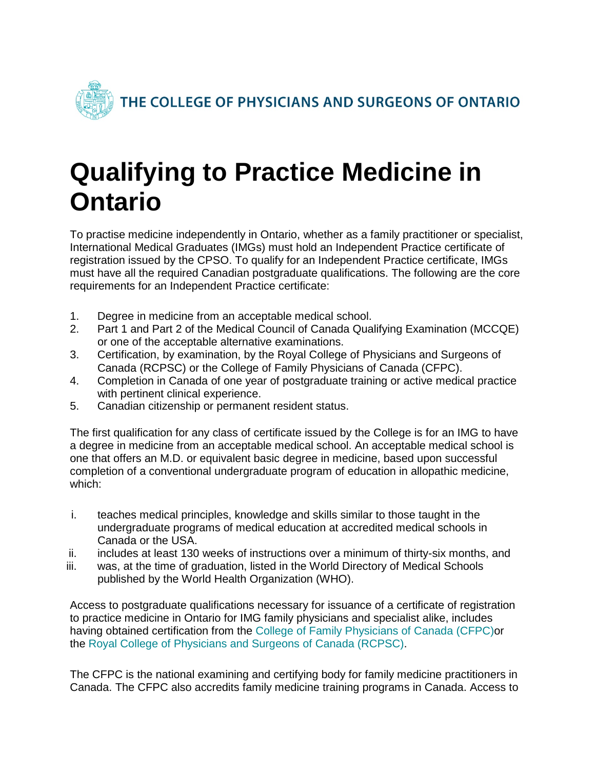THE COLLEGE OF PHYSICIANS AND SURGEONS OF ONTARIO

# Qualifying to Practice Medicine in Ontario

To practise medicine independently in Ontario, whether as a family practitioner or specialist, International Medical Graduates (IMGs) must hold an Independent Practice certificate of registration issued by the CPSO. To qualify for an Independent Practice certificate, IMGs must have all the required Canadian postgraduate qualifications. The following are the core requirements for an Independent Practice certificate:

1. Degree in medicine from an acceptable medical school.
2. Part 1 and Part 2 of the Medical Council of Canada Qualifying Examination (MCCQE) or one of the acceptable alternative examinations.
3. Certification, by examination, by the Royal College of Physicians and Surgeons of Canada (RCPSC) or the College of Family Physicians of Canada (CFPC).
4. Completion in Canada of one year of postgraduate training or active medical practice with pertinent clinical experience.
5. Canadian citizenship or permanent resident status.

The first qualification for any class of certificate issued by the College is for an IMG to have a degree in medicine from an acceptable medical school. An acceptable medical school is one that offers an M.D. or equivalent basic degree in medicine, based upon successful completion of a conventional undergraduate program of education in allopathic medicine, which:

i. teaches medical principles, knowledge and skills similar to those taught in the undergraduate programs of medical education at accredited medical schools in Canada or the USA.
ii. includes at least 130 weeks of instructions over a minimum of thirty-six months, and
iii. was, at the time of graduation, listed in the World Directory of Medical Schools published by the World Health Organization (WHO).

Access to postgraduate qualifications necessary for issuance of a certificate of registration to practice medicine in Ontario for IMG family physicians and specialist alike, includes having obtained certification from the College of Family Physicians of Canada (CFPC)or the Royal College of Physicians and Surgeons of Canada (RCPSC).

The CFPC is the national examining and certifying body for family medicine practitioners in Canada. The CFPC also accredits family medicine training programs in Canada. Access to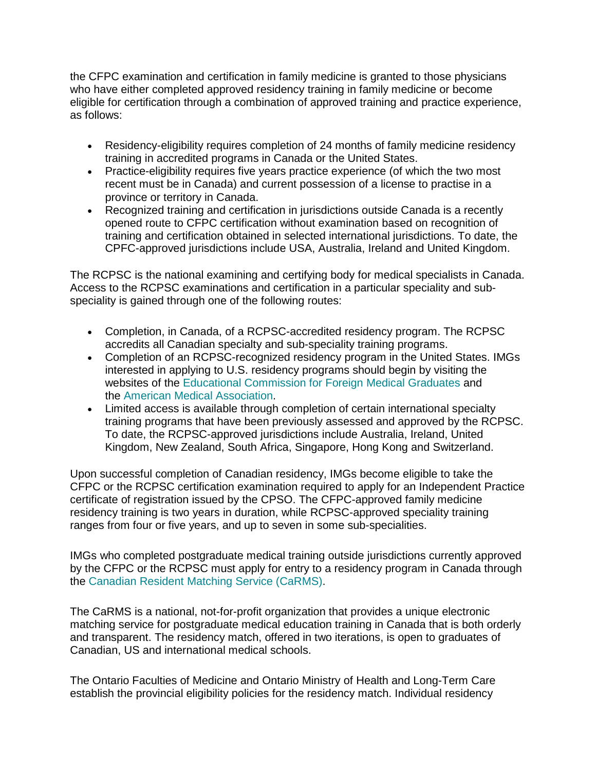the CFPC examination and certification in family medicine is granted to those physicians who have either completed approved residency training in family medicine or become eligible for certification through a combination of approved training and practice experience, as follows:

- Residency-eligibility requires completion of 24 months of family medicine residency training in accredited programs in Canada or the United States.
- Practice-eligibility requires five years practice experience (of which the two most recent must be in Canada) and current possession of a license to practise in a province or territory in Canada.
- Recognized training and certification in jurisdictions outside Canada is a recently opened route to CFPC certification without examination based on recognition of training and certification obtained in selected international jurisdictions. To date, the CPFC-approved jurisdictions include USA, Australia, Ireland and United Kingdom.

The RCPSC is the national examining and certifying body for medical specialists in Canada. Access to the RCPSC examinations and certification in a particular speciality and sub-speciality is gained through one of the following routes:

- Completion, in Canada, of a RCPSC-accredited residency program. The RCPSC accredits all Canadian specialty and sub-speciality training programs.
- Completion of an RCPSC-recognized residency program in the United States. IMGs interested in applying to U.S. residency programs should begin by visiting the websites of the Educational Commission for Foreign Medical Graduates and the American Medical Association.
- Limited access is available through completion of certain international specialty training programs that have been previously assessed and approved by the RCPSC. To date, the RCPSC-approved jurisdictions include Australia, Ireland, United Kingdom, New Zealand, South Africa, Singapore, Hong Kong and Switzerland.

Upon successful completion of Canadian residency, IMGs become eligible to take the CFPC or the RCPSC certification examination required to apply for an Independent Practice certificate of registration issued by the CPSO. The CFPC-approved family medicine residency training is two years in duration, while RCPSC-approved speciality training ranges from four or five years, and up to seven in some sub-specialities.

IMGs who completed postgraduate medical training outside jurisdictions currently approved by the CFPC or the RCPSC must apply for entry to a residency program in Canada through the Canadian Resident Matching Service (CaRMS).

The CaRMS is a national, not-for-profit organization that provides a unique electronic matching service for postgraduate medical education training in Canada that is both orderly and transparent. The residency match, offered in two iterations, is open to graduates of Canadian, US and international medical schools.

The Ontario Faculties of Medicine and Ontario Ministry of Health and Long-Term Care establish the provincial eligibility policies for the residency match. Individual residency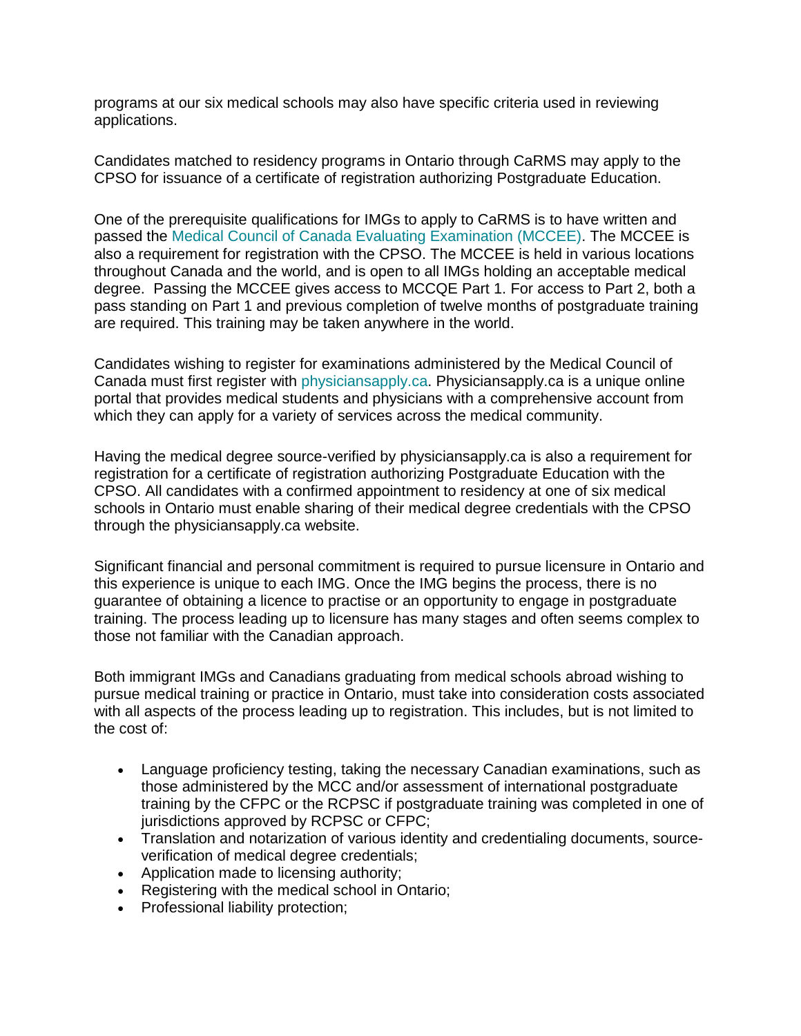programs at our six medical schools may also have specific criteria used in reviewing applications.

Candidates matched to residency programs in Ontario through CaRMS may apply to the CPSO for issuance of a certificate of registration authorizing Postgraduate Education.

One of the prerequisite qualifications for IMGs to apply to CaRMS is to have written and passed the Medical Council of Canada Evaluating Examination (MCCEE). The MCCEE is also a requirement for registration with the CPSO. The MCCEE is held in various locations throughout Canada and the world, and is open to all IMGs holding an acceptable medical degree. Passing the MCCEE gives access to MCCQE Part 1. For access to Part 2, both a pass standing on Part 1 and previous completion of twelve months of postgraduate training are required. This training may be taken anywhere in the world.

Candidates wishing to register for examinations administered by the Medical Council of Canada must first register with physiciansapply.ca. Physiciansapply.ca is a unique online portal that provides medical students and physicians with a comprehensive account from which they can apply for a variety of services across the medical community.

Having the medical degree source-verified by physiciansapply.ca is also a requirement for registration for a certificate of registration authorizing Postgraduate Education with the CPSO. All candidates with a confirmed appointment to residency at one of six medical schools in Ontario must enable sharing of their medical degree credentials with the CPSO through the physiciansapply.ca website.

Significant financial and personal commitment is required to pursue licensure in Ontario and this experience is unique to each IMG. Once the IMG begins the process, there is no guarantee of obtaining a licence to practise or an opportunity to engage in postgraduate training. The process leading up to licensure has many stages and often seems complex to those not familiar with the Canadian approach.

Both immigrant IMGs and Canadians graduating from medical schools abroad wishing to pursue medical training or practice in Ontario, must take into consideration costs associated with all aspects of the process leading up to registration. This includes, but is not limited to the cost of:

- Language proficiency testing, taking the necessary Canadian examinations, such as those administered by the MCC and/or assessment of international postgraduate training by the CFPC or the RCPSC if postgraduate training was completed in one of jurisdictions approved by RCPSC or CFPC;
- Translation and notarization of various identity and credentialing documents, source-verification of medical degree credentials;
- Application made to licensing authority;
- Registering with the medical school in Ontario;
- Professional liability protection;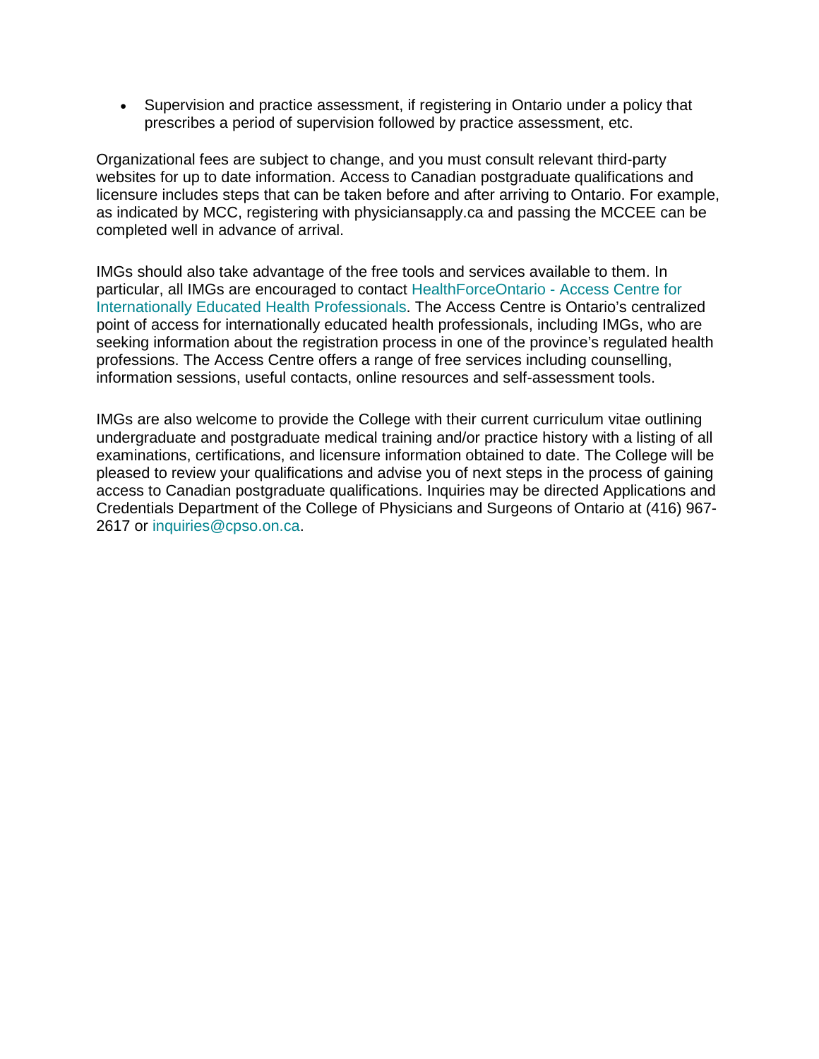- Supervision and practice assessment, if registering in Ontario under a policy that prescribes a period of supervision followed by practice assessment, etc.

Organizational fees are subject to change, and you must consult relevant third-party websites for up to date information. Access to Canadian postgraduate qualifications and licensure includes steps that can be taken before and after arriving to Ontario. For example, as indicated by MCC, registering with physiciansapply.ca and passing the MCCEE can be completed well in advance of arrival.

IMGs should also take advantage of the free tools and services available to them. In particular, all IMGs are encouraged to contact HealthForceOntario - Access Centre for Internationally Educated Health Professionals. The Access Centre is Ontario's centralized point of access for internationally educated health professionals, including IMGs, who are seeking information about the registration process in one of the province's regulated health professions. The Access Centre offers a range of free services including counselling, information sessions, useful contacts, online resources and self-assessment tools.

IMGs are also welcome to provide the College with their current curriculum vitae outlining undergraduate and postgraduate medical training and/or practice history with a listing of all examinations, certifications, and licensure information obtained to date. The College will be pleased to review your qualifications and advise you of next steps in the process of gaining access to Canadian postgraduate qualifications. Inquiries may be directed Applications and Credentials Department of the College of Physicians and Surgeons of Ontario at (416) 967-2617 or inquiries@cpso.on.ca.